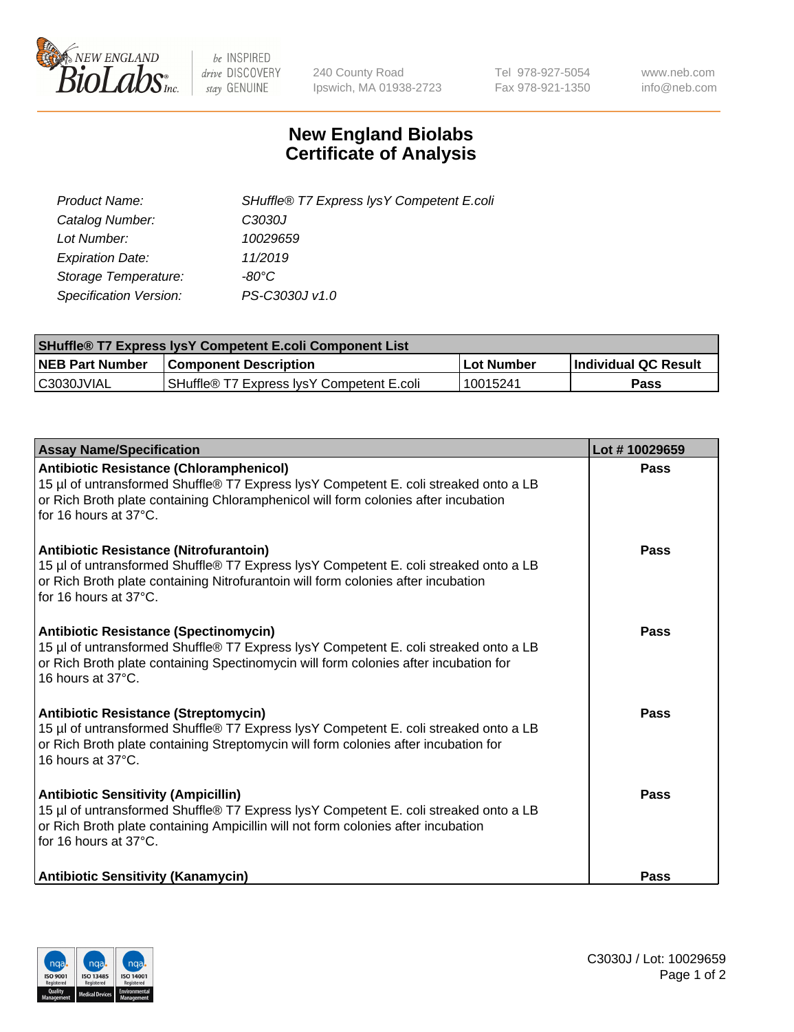# New England Biolabs Certificate of Analysis

| | |
|---|---|
| Product Name: | SHuffle® T7 Express lysY Competent E.coli |
| Catalog Number: | C3030J |
| Lot Number: | 10029659 |
| Expiration Date: | 11/2019 |
| Storage Temperature: | -80°C |
| Specification Version: | PS-C3030J v1.0 |

| SHuffle® T7 Express lysY Competent E.coli Component List | | | |
|---|---|---|---|
| **NEB Part Number** | **Component Description** | **Lot Number** | **Individual QC Result** |
| C3030JVIAL | SHuffle® T7 Express lysY Competent E.coli | 10015241 | **Pass** |

| Assay Name/Specification | Lot # 10029659 |
|---|---|
| **Antibiotic Resistance (Chloramphenicol)** 15 µl of untransformed Shuffle® T7 Express lysY Competent E. coli streaked onto a LB or Rich Broth plate containing Chloramphenicol will form colonies after incubation for 16 hours at 37°C. | **Pass** |
| **Antibiotic Resistance (Nitrofurantoin)** 15 µl of untransformed Shuffle® T7 Express lysY Competent E. coli streaked onto a LB or Rich Broth plate containing Nitrofurantoin will form colonies after incubation for 16 hours at 37°C. | **Pass** |
| **Antibiotic Resistance (Spectinomycin)** 15 µl of untransformed Shuffle® T7 Express lysY Competent E. coli streaked onto a LB or Rich Broth plate containing Spectinomycin will form colonies after incubation for 16 hours at 37°C. | **Pass** |
| **Antibiotic Resistance (Streptomycin)** 15 µl of untransformed Shuffle® T7 Express lysY Competent E. coli streaked onto a LB or Rich Broth plate containing Streptomycin will form colonies after incubation for 16 hours at 37°C. | **Pass** |
| **Antibiotic Sensitivity (Ampicillin)** 15 µl of untransformed Shuffle® T7 Express lysY Competent E. coli streaked onto a LB or Rich Broth plate containing Ampicillin will not form colonies after incubation for 16 hours at 37°C. | **Pass** |
| **Antibiotic Sensitivity (Kanamycin)** | **Pass** |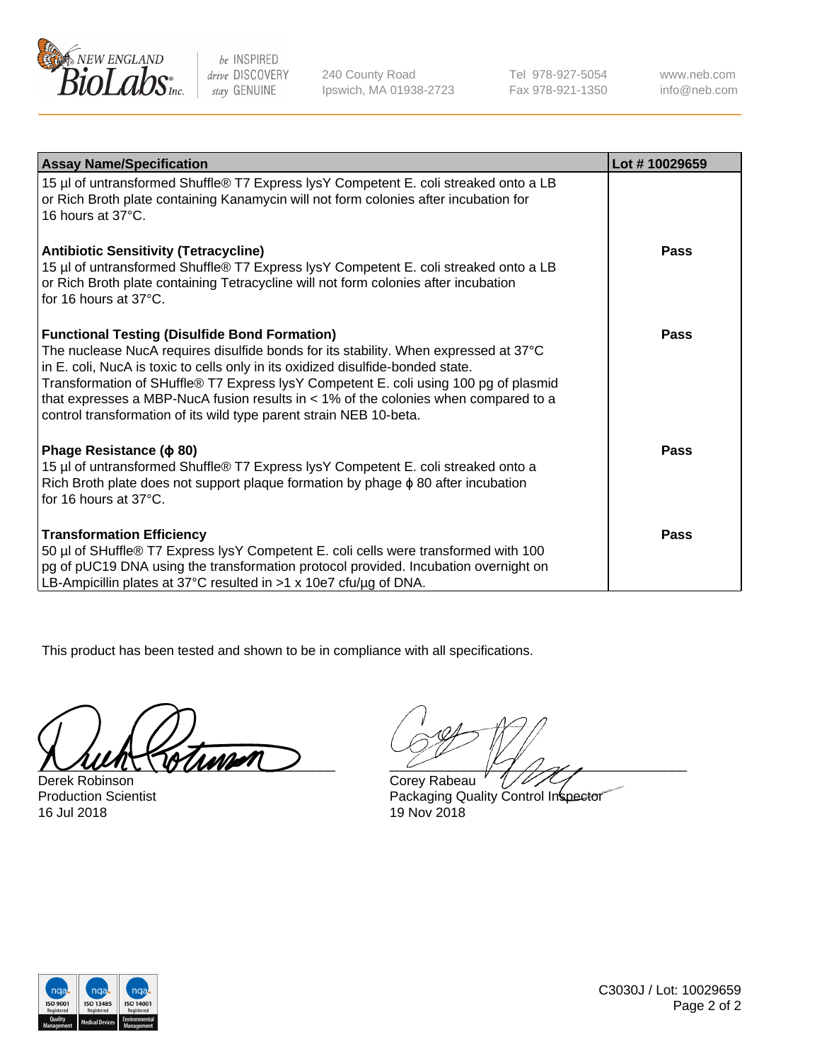240 County Road
Ipswich, MA 01938-2723

Tel 978-927-5054
Fax 978-921-1350

www.neb.com
info@neb.com

| Assay Name/Specification | Lot # 10029659 |
| --- | --- |
| 15 µl of untransformed Shuffle® T7 Express lysY Competent E. coli streaked onto a LB or Rich Broth plate containing Kanamycin will not form colonies after incubation for 16 hours at 37°C. | |
| **Antibiotic Sensitivity (Tetracycline)**<br>15 µl of untransformed Shuffle® T7 Express lysY Competent E. coli streaked onto a LB or Rich Broth plate containing Tetracycline will not form colonies after incubation for 16 hours at 37°C. | **Pass** |
| **Functional Testing (Disulfide Bond Formation)**<br>The nuclease NucA requires disulfide bonds for its stability. When expressed at 37°C in E. coli, NucA is toxic to cells only in its oxidized disulfide-bonded state. Transformation of SHuffle® T7 Express lysY Competent E. coli using 100 pg of plasmid that expresses a MBP-NucA fusion results in < 1% of the colonies when compared to a control transformation of its wild type parent strain NEB 10-beta. | **Pass** |
| **Phage Resistance (ϕ 80)**<br>15 µl of untransformed Shuffle® T7 Express lysY Competent E. coli streaked onto a Rich Broth plate does not support plaque formation by phage ϕ 80 after incubation for 16 hours at 37°C. | **Pass** |
| **Transformation Efficiency**<br>50 µl of SHuffle® T7 Express lysY Competent E. coli cells were transformed with 100 pg of pUC19 DNA using the transformation protocol provided. Incubation overnight on LB-Ampicillin plates at 37°C resulted in >1 x 10e7 cfu/µg of DNA. | **Pass** |

This product has been tested and shown to be in compliance with all specifications.

Derek Robinson
Production Scientist
16 Jul 2018

Corey Rabeau
Packaging Quality Control Inspector
19 Nov 2018

C3030J / Lot: 10029659